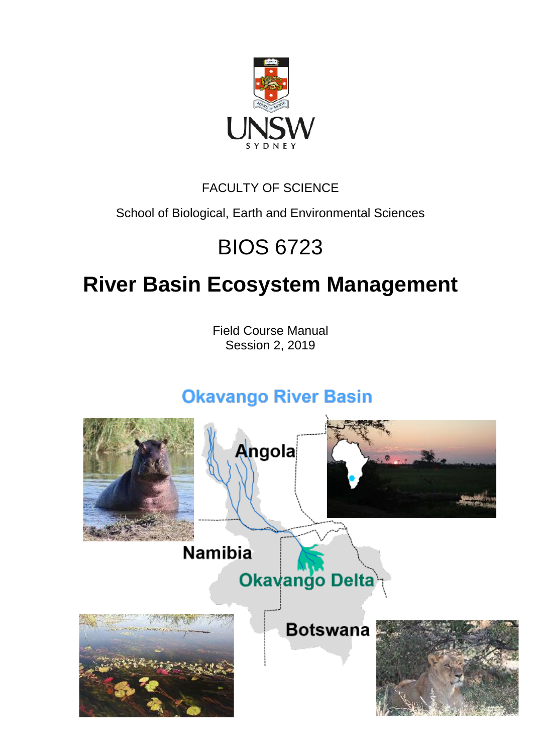UNSW SYDNEY

FACULTY OF SCIENCE

School of Biological, Earth and Environmental Sciences

# BIOS 6723

# River Basin Ecosystem Management

Field Course Manual
Session 2, 2019

Okavango River Basin

Angola

Namibia

Okavango Delta

Botswana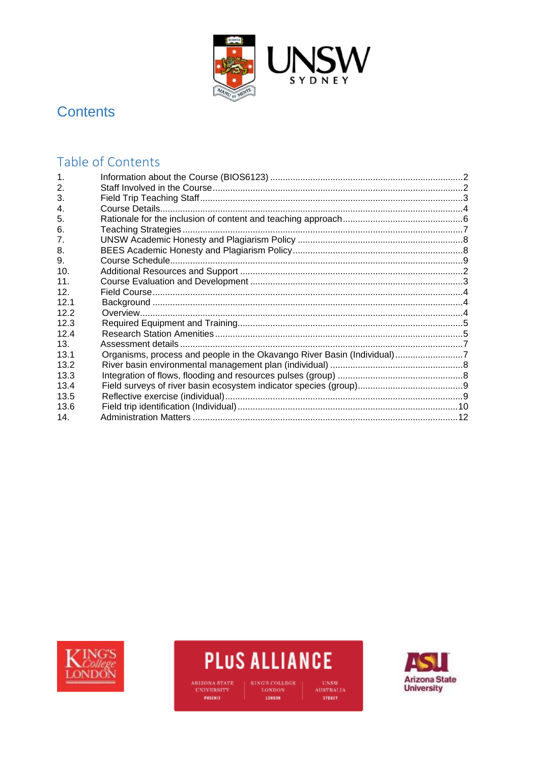# Contents

## Table of Contents

| | | |
|---|---|---|
| 1. | Information about the Course (BIOS6123) | 2 |
| 2. | Staff Involved in the Course | 2 |
| 3. | Field Trip Teaching Staff | 3 |
| 4. | Course Details | 4 |
| 5. | Rationale for the inclusion of content and teaching approach | 6 |
| 6. | Teaching Strategies | 7 |
| 7. | UNSW Academic Honesty and Plagiarism Policy | 8 |
| 8. | BEES Academic Honesty and Plagiarism Policy | 8 |
| 9. | Course Schedule | 9 |
| 10. | Additional Resources and Support | 2 |
| 11. | Course Evaluation and Development | 3 |
| 12. | Field Course | 4 |
| 12.1 | Background | 4 |
| 12.2 | Overview | 4 |
| 12.3 | Required Equipment and Training | 5 |
| 12.4 | Research Station Amenities | 5 |
| 13. | Assessment details | 7 |
| 13.1 | Organisms, process and people in the Okavango River Basin (Individual) | 7 |
| 13.2 | River basin environmental management plan (individual) | 8 |
| 13.3 | Integration of flows, flooding and resources pulses (group) | 8 |
| 13.4 | Field surveys of river basin ecosystem indicator species (group) | 9 |
| 13.5 | Reflective exercise (individual) | 9 |
| 13.6 | Field trip identification (Individual) | 10 |
| 14. | Administration Matters | 12 |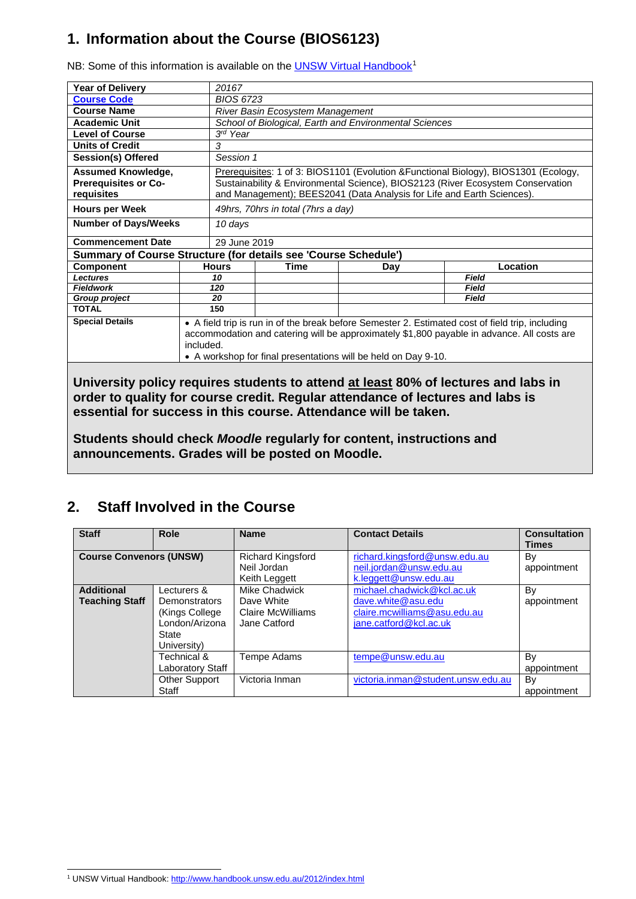## 1. Information about the Course (BIOS6123)

NB: Some of this information is available on the [UNSW Virtual Handbook](http://www.handbook.unsw.edu.au/2012/index.html)[1]

| | | | | |
|---|---|---|---|---|
| **Year of Delivery** | *20167* | | | |
| **Course Code** | *BIOS 6723* | | | |
| **Course Name** | *River Basin Ecosystem Management* | | | |
| **Academic Unit** | *School of Biological, Earth and Environmental Sciences* | | | |
| **Level of Course** | *3rd Year* | | | |
| **Units of Credit** | *3* | | | |
| **Session(s) Offered** | *Session 1* | | | |
| **Assumed Knowledge, Prerequisites or Co-requisites** | Prerequisites: 1 of 3: BIOS1101 (Evolution &Functional Biology), BIOS1301 (Ecology, Sustainability & Environmental Science), BIOS2123 (River Ecosystem Conservation and Management); BEES2041 (Data Analysis for Life and Earth Sciences). | | | |
| **Hours per Week** | *49hrs, 70hrs in total (7hrs a day)* | | | |
| **Number of Days/Weeks** | *10 days* | | | |
| **Commencement Date** | 29 June 2019 | | | |
| **Summary of Course Structure (for details see 'Course Schedule')** | | | | |
| **Component** | **Hours** | **Time** | **Day** | **Location** |
| ***Lectures*** | ***10*** | | | ***Field*** |
| ***Fieldwork*** | ***120*** | | | ***Field*** |
| ***Group project*** | ***20*** | | | ***Field*** |
| **TOTAL** | **150** | | | |
| **Special Details** | • A field trip is run in of the break before Semester 2. Estimated cost of field trip, including accommodation and catering will be approximately $1,800 payable in advance. All costs are included.<br>• A workshop for final presentations will be held on Day 9-10. | | | |

**University policy requires students to attend at least 80% of lectures and labs in order to quality for course credit. Regular attendance of lectures and labs is essential for success in this course. Attendance will be taken.**

**Students should check *Moodle* regularly for content, instructions and announcements. Grades will be posted on Moodle.**

## 2. Staff Involved in the Course

| Staff | Role | Name | Contact Details | Consultation Times |
|---|---|---|---|---|
| **Course Convenors (UNSW)** | | Richard Kingsford<br>Neil Jordan<br>Keith Leggett | richard.kingsford@unsw.edu.au<br>neil.jordan@unsw.edu.au<br>k.leggett@unsw.edu.au | By appointment |
| **Additional Teaching Staff** | Lectures & Demonstrators (Kings College London/Arizona State University) | Mike Chadwick<br>Dave White<br>Claire McWilliams<br>Jane Catford | michael.chadwick@kcl.ac.uk<br>dave.white@asu.edu<br>claire.mcwilliams@asu.edu.au<br>jane.catford@kcl.ac.uk | By appointment |
| | Technical & Laboratory Staff | Tempe Adams | tempe@unsw.edu.au | By appointment |
| | Other Support Staff | Victoria Inman | victoria.inman@student.unsw.edu.au | By appointment |

[1] UNSW Virtual Handbook: http://www.handbook.unsw.edu.au/2012/index.html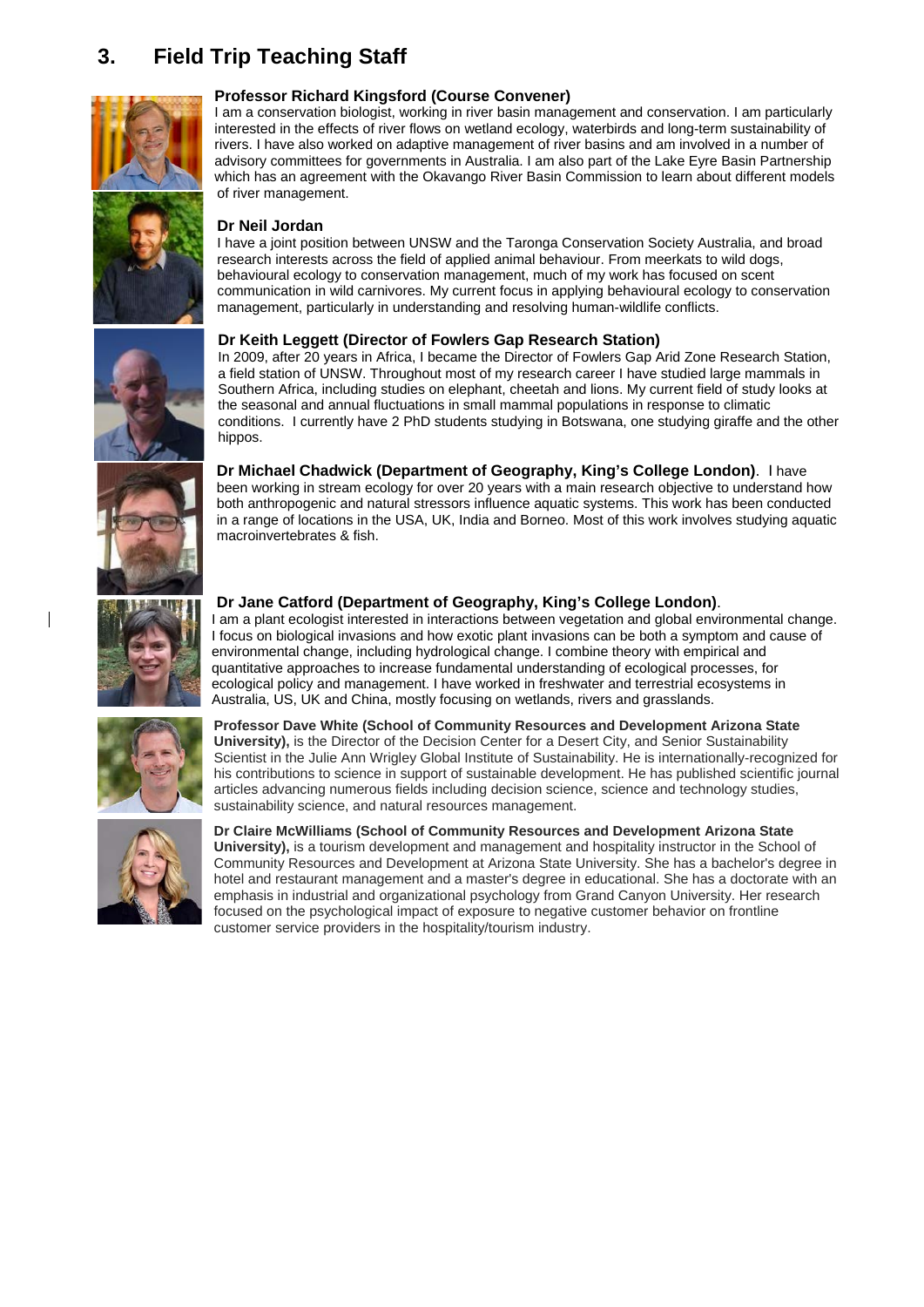# 3. Field Trip Teaching Staff

**Professor Richard Kingsford (Course Convener)**
I am a conservation biologist, working in river basin management and conservation. I am particularly interested in the effects of river flows on wetland ecology, waterbirds and long-term sustainability of rivers. I have also worked on adaptive management of river basins and am involved in a number of advisory committees for governments in Australia. I am also part of the Lake Eyre Basin Partnership which has an agreement with the Okavango River Basin Commission to learn about different models of river management.

**Dr Neil Jordan**
I have a joint position between UNSW and the Taronga Conservation Society Australia, and broad research interests across the field of applied animal behaviour. From meerkats to wild dogs, behavioural ecology to conservation management, much of my work has focused on scent communication in wild carnivores. My current focus in applying behavioural ecology to conservation management, particularly in understanding and resolving human-wildlife conflicts.

**Dr Keith Leggett (Director of Fowlers Gap Research Station)**
In 2009, after 20 years in Africa, I became the Director of Fowlers Gap Arid Zone Research Station, a field station of UNSW. Throughout most of my research career I have studied large mammals in Southern Africa, including studies on elephant, cheetah and lions. My current field of study looks at the seasonal and annual fluctuations in small mammal populations in response to climatic conditions. I currently have 2 PhD students studying in Botswana, one studying giraffe and the other hippos.

**Dr Michael Chadwick (Department of Geography, King's College London)**. I have been working in stream ecology for over 20 years with a main research objective to understand how both anthropogenic and natural stressors influence aquatic systems. This work has been conducted in a range of locations in the USA, UK, India and Borneo. Most of this work involves studying aquatic macroinvertebrates & fish.

**Dr Jane Catford (Department of Geography, King's College London)**.
I am a plant ecologist interested in interactions between vegetation and global environmental change. I focus on biological invasions and how exotic plant invasions can be both a symptom and cause of environmental change, including hydrological change. I combine theory with empirical and quantitative approaches to increase fundamental understanding of ecological processes, for ecological policy and management. I have worked in freshwater and terrestrial ecosystems in Australia, US, UK and China, mostly focusing on wetlands, rivers and grasslands.

**Professor Dave White (School of Community Resources and Development Arizona State University),** is the Director of the Decision Center for a Desert City, and Senior Sustainability Scientist in the Julie Ann Wrigley Global Institute of Sustainability. He is internationally-recognized for his contributions to science in support of sustainable development. He has published scientific journal articles advancing numerous fields including decision science, science and technology studies, sustainability science, and natural resources management.

**Dr Claire McWilliams (School of Community Resources and Development Arizona State University),** is a tourism development and management and hospitality instructor in the School of Community Resources and Development at Arizona State University. She has a bachelor's degree in hotel and restaurant management and a master's degree in educational. She has a doctorate with an emphasis in industrial and organizational psychology from Grand Canyon University. Her research focused on the psychological impact of exposure to negative customer behavior on frontline customer service providers in the hospitality/tourism industry.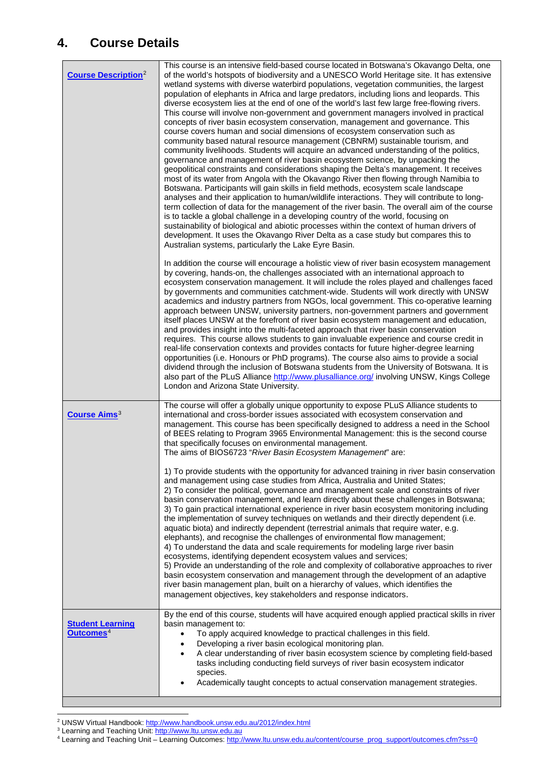## 4. Course Details

| | |
|---|---|
| **Course Description**[2] | This course is an intensive field-based course located in Botswana's Okavango Delta, one of the world's hotspots of biodiversity and a UNESCO World Heritage site. It has extensive wetland systems with diverse waterbird populations, vegetation communities, the largest population of elephants in Africa and large predators, including lions and leopards. This diverse ecosystem lies at the end of one of the world's last few large free-flowing rivers. This course will involve non-government and government managers involved in practical concepts of river basin ecosystem conservation, management and governance. This course covers human and social dimensions of ecosystem conservation such as community based natural resource management (CBNRM) sustainable tourism, and community livelihoods. Students will acquire an advanced understanding of the politics, governance and management of river basin ecosystem science, by unpacking the geopolitical constraints and considerations shaping the Delta's management. It receives most of its water from Angola with the Okavango River then flowing through Namibia to Botswana. Participants will gain skills in field methods, ecosystem scale landscape analyses and their application to human/wildlife interactions. They will contribute to long-term collection of data for the management of the river basin. The overall aim of the course is to tackle a global challenge in a developing country of the world, focusing on sustainability of biological and abiotic processes within the context of human drivers of development. It uses the Okavango River Delta as a case study but compares this to Australian systems, particularly the Lake Eyre Basin.<br><br>In addition the course will encourage a holistic view of river basin ecosystem management by covering, hands-on, the challenges associated with an international approach to ecosystem conservation management. It will include the roles played and challenges faced by governments and communities catchment-wide. Students will work directly with UNSW academics and industry partners from NGOs, local government. This co-operative learning approach between UNSW, university partners, non-government partners and government itself places UNSW at the forefront of river basin ecosystem management and education, and provides insight into the multi-faceted approach that river basin conservation requires. This course allows students to gain invaluable experience and course credit in real-life conservation contexts and provides contacts for future higher-degree learning opportunities (i.e. Honours or PhD programs). The course also aims to provide a social dividend through the inclusion of Botswana students from the University of Botswana. It is also part of the PLuS Alliance http://www.plusalliance.org/ involving UNSW, Kings College London and Arizona State University. |
| **Course Aims**[3] | The course will offer a globally unique opportunity to expose PLuS Alliance students to international and cross-border issues associated with ecosystem conservation and management. This course has been specifically designed to address a need in the School of BEES relating to Program 3965 Environmental Management: this is the second course that specifically focuses on environmental management.<br>The aims of BIOS6723 "*River Basin Ecosystem Management*" are:<br><br>1) To provide students with the opportunity for advanced training in river basin conservation and management using case studies from Africa, Australia and United States;<br>2) To consider the political, governance and management scale and constraints of river basin conservation management, and learn directly about these challenges in Botswana;<br>3) To gain practical international experience in river basin ecosystem monitoring including the implementation of survey techniques on wetlands and their directly dependent (i.e. aquatic biota) and indirectly dependent (terrestrial animals that require water, e.g. elephants), and recognise the challenges of environmental flow management;<br>4) To understand the data and scale requirements for modeling large river basin ecosystems, identifying dependent ecosystem values and services;<br>5) Provide an understanding of the role and complexity of collaborative approaches to river basin ecosystem conservation and management through the development of an adaptive river basin management plan, built on a hierarchy of values, which identifies the management objectives, key stakeholders and response indicators. |
| **Student Learning Outcomes**[4] | By the end of this course, students will have acquired enough applied practical skills in river basin management to:<br>• To apply acquired knowledge to practical challenges in this field.<br>• Developing a river basin ecological monitoring plan.<br>• A clear understanding of river basin ecosystem science by completing field-based tasks including conducting field surveys of river basin ecosystem indicator species.<br>• Academically taught concepts to actual conservation management strategies. |

[2] UNSW Virtual Handbook: http://www.handbook.unsw.edu.au/2012/index.html
[3] Learning and Teaching Unit: http://www.ltu.unsw.edu.au
[4] Learning and Teaching Unit – Learning Outcomes: http://www.ltu.unsw.edu.au/content/course_prog_support/outcomes.cfm?ss=0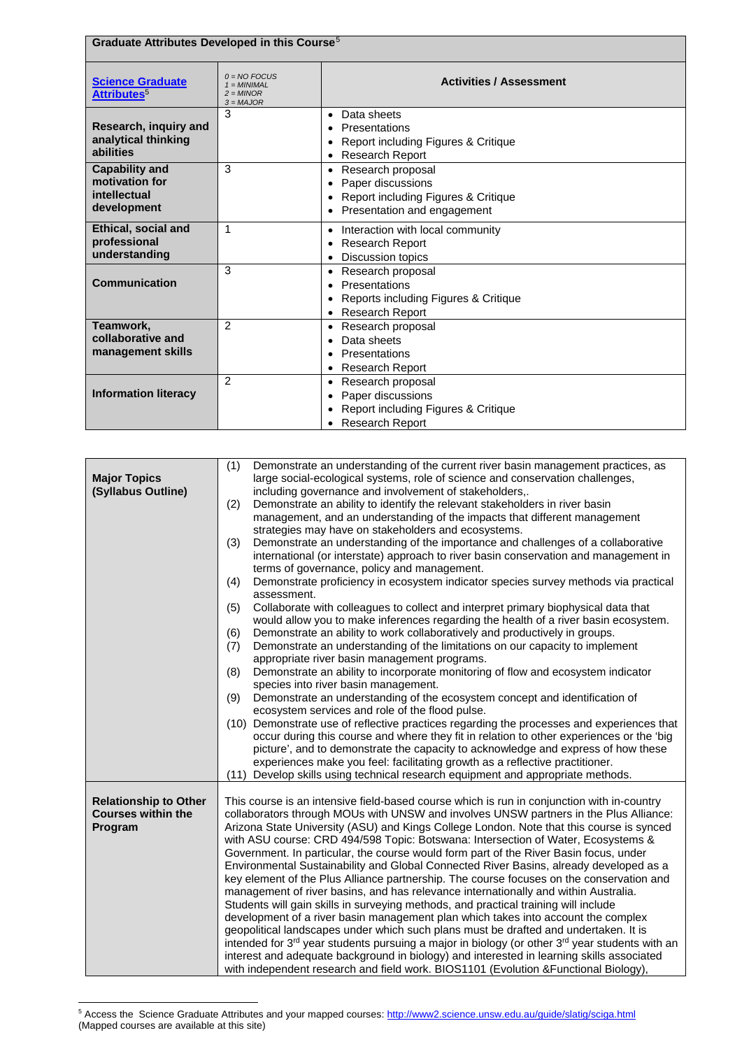| Graduate Attributes Developed in this Course[5] | | |
|---|---|---|
| **Science Graduate Attributes[5]** | *0 = NO FOCUS*<br>*1 = MINIMAL*<br>*2 = MINOR*<br>*3 = MAJOR* | **Activities / Assessment** |
| **Research, inquiry and analytical thinking abilities** | 3 | • Data sheets<br>• Presentations<br>• Report including Figures & Critique<br>• Research Report |
| **Capability and motivation for intellectual development** | 3 | • Research proposal<br>• Paper discussions<br>• Report including Figures & Critique<br>• Presentation and engagement |
| **Ethical, social and professional understanding** | 1 | • Interaction with local community<br>• Research Report<br>• Discussion topics |
| **Communication** | 3 | • Research proposal<br>• Presentations<br>• Reports including Figures & Critique<br>• Research Report |
| **Teamwork, collaborative and management skills** | 2 | • Research proposal<br>• Data sheets<br>• Presentations<br>• Research Report |
| **Information literacy** | 2 | • Research proposal<br>• Paper discussions<br>• Report including Figures & Critique<br>• Research Report |

| | |
|---|---|
| **Major Topics (Syllabus Outline)** | (1) Demonstrate an understanding of the current river basin management practices, as large social-ecological systems, role of science and conservation challenges, including governance and involvement of stakeholders,.<br>(2) Demonstrate an ability to identify the relevant stakeholders in river basin management, and an understanding of the impacts that different management strategies may have on stakeholders and ecosystems.<br>(3) Demonstrate an understanding of the importance and challenges of a collaborative international (or interstate) approach to river basin conservation and management in terms of governance, policy and management.<br>(4) Demonstrate proficiency in ecosystem indicator species survey methods via practical assessment.<br>(5) Collaborate with colleagues to collect and interpret primary biophysical data that would allow you to make inferences regarding the health of a river basin ecosystem.<br>(6) Demonstrate an ability to work collaboratively and productively in groups.<br>(7) Demonstrate an understanding of the limitations on our capacity to implement appropriate river basin management programs.<br>(8) Demonstrate an ability to incorporate monitoring of flow and ecosystem indicator species into river basin management.<br>(9) Demonstrate an understanding of the ecosystem concept and identification of ecosystem services and role of the flood pulse.<br>(10) Demonstrate use of reflective practices regarding the processes and experiences that occur during this course and where they fit in relation to other experiences or the 'big picture', and to demonstrate the capacity to acknowledge and express of how these experiences make you feel: facilitating growth as a reflective practitioner.<br>(11) Develop skills using technical research equipment and appropriate methods. |
| **Relationship to Other Courses within the Program** | This course is an intensive field-based course which is run in conjunction with in-country collaborators through MOUs with UNSW and involves UNSW partners in the Plus Alliance: Arizona State University (ASU) and Kings College London. Note that this course is synced with ASU course: CRD 494/598 Topic: Botswana: Intersection of Water, Ecosystems & Government. In particular, the course would form part of the River Basin focus, under Environmental Sustainability and Global Connected River Basins, already developed as a key element of the Plus Alliance partnership. The course focuses on the conservation and management of river basins, and has relevance internationally and within Australia. Students will gain skills in surveying methods, and practical training will include development of a river basin management plan which takes into account the complex geopolitical landscapes under which such plans must be drafted and undertaken. It is intended for 3rd year students pursuing a major in biology (or other 3rd year students with an interest and adequate background in biology) and interested in learning skills associated with independent research and field work. BIOS1101 (Evolution &Functional Biology), |

[5] Access the Science Graduate Attributes and your mapped courses: http://www2.science.unsw.edu.au/guide/slatig/sciga.html (Mapped courses are available at this site)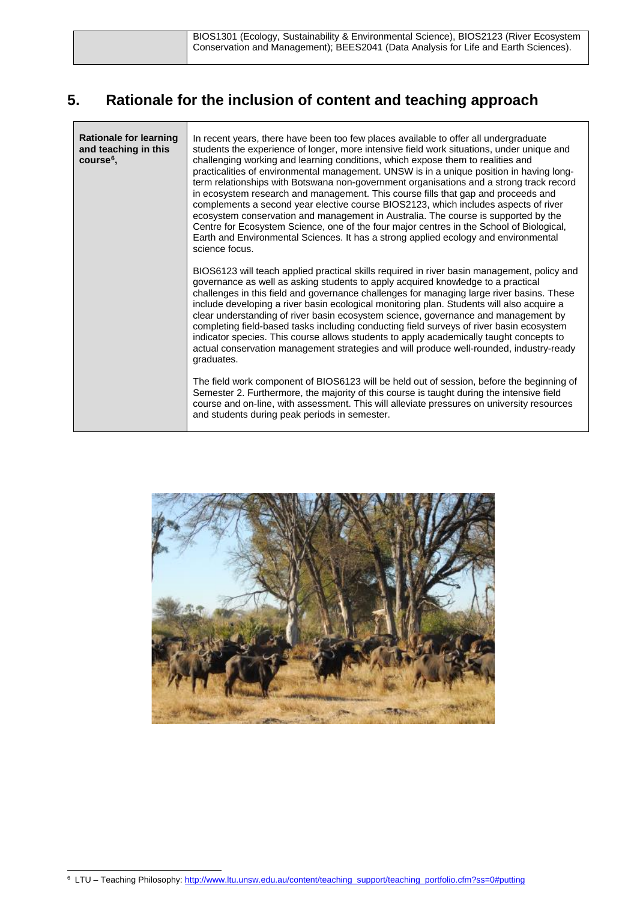| | BIOS1301 (Ecology, Sustainability & Environmental Science), BIOS2123 (River Ecosystem Conservation and Management); BEES2041 (Data Analysis for Life and Earth Sciences). |
|---|---|

## 5. Rationale for the inclusion of content and teaching approach

| | |
|---|---|
| **Rationale for learning and teaching in this course**[6], | In recent years, there have been too few places available to offer all undergraduate students the experience of longer, more intensive field work situations, under unique and challenging working and learning conditions, which expose them to realities and practicalities of environmental management. UNSW is in a unique position in having long-term relationships with Botswana non-government organisations and a strong track record in ecosystem research and management. This course fills that gap and proceeds and complements a second year elective course BIOS2123, which includes aspects of river ecosystem conservation and management in Australia. The course is supported by the Centre for Ecosystem Science, one of the four major centres in the School of Biological, Earth and Environmental Sciences. It has a strong applied ecology and environmental science focus.<br><br>BIOS6123 will teach applied practical skills required in river basin management, policy and governance as well as asking students to apply acquired knowledge to a practical challenges in this field and governance challenges for managing large river basins. These include developing a river basin ecological monitoring plan. Students will also acquire a clear understanding of river basin ecosystem science, governance and management by completing field-based tasks including conducting field surveys of river basin ecosystem indicator species. This course allows students to apply academically taught concepts to actual conservation management strategies and will produce well-rounded, industry-ready graduates.<br><br>The field work component of BIOS6123 will be held out of session, before the beginning of Semester 2. Furthermore, the majority of this course is taught during the intensive field course and on-line, with assessment. This will alleviate pressures on university resources and students during peak periods in semester. |

[6] LTU – Teaching Philosophy: http://www.ltu.unsw.edu.au/content/teaching_support/teaching_portfolio.cfm?ss=0#putting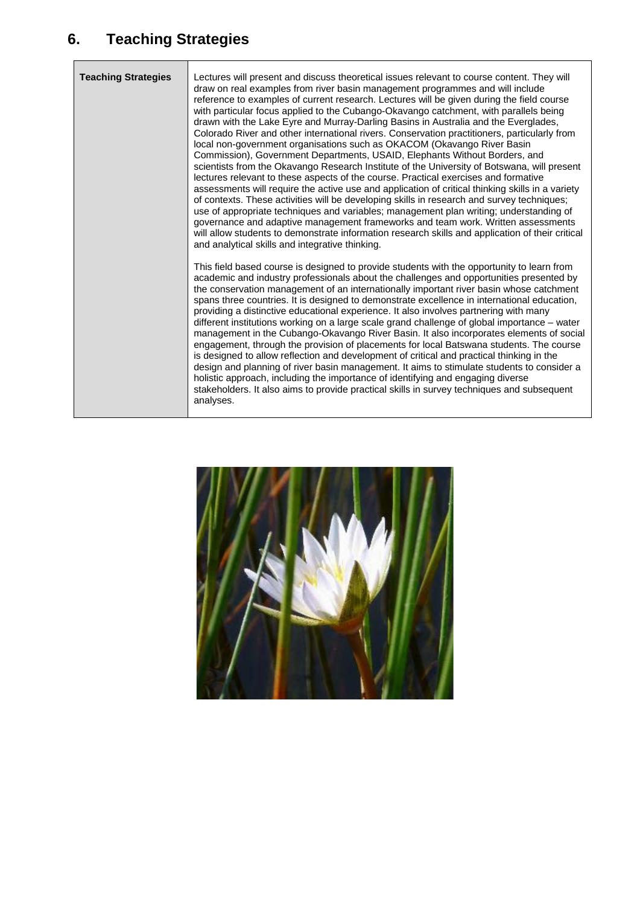## 6. Teaching Strategies

| Teaching Strategies | |
|---|---|
| **Teaching Strategies** | Lectures will present and discuss theoretical issues relevant to course content. They will draw on real examples from river basin management programmes and will include reference to examples of current research. Lectures will be given during the field course with particular focus applied to the Cubango-Okavango catchment, with parallels being drawn with the Lake Eyre and Murray-Darling Basins in Australia and the Everglades, Colorado River and other international rivers. Conservation practitioners, particularly from local non-government organisations such as OKACOM (Okavango River Basin Commission), Government Departments, USAID, Elephants Without Borders, and scientists from the Okavango Research Institute of the University of Botswana, will present lectures relevant to these aspects of the course. Practical exercises and formative assessments will require the active use and application of critical thinking skills in a variety of contexts. These activities will be developing skills in research and survey techniques; use of appropriate techniques and variables; management plan writing; understanding of governance and adaptive management frameworks and team work. Written assessments will allow students to demonstrate information research skills and application of their critical and analytical skills and integrative thinking.<br><br>This field based course is designed to provide students with the opportunity to learn from academic and industry professionals about the challenges and opportunities presented by the conservation management of an internationally important river basin whose catchment spans three countries. It is designed to demonstrate excellence in international education, providing a distinctive educational experience. It also involves partnering with many different institutions working on a large scale grand challenge of global importance – water management in the Cubango-Okavango River Basin. It also incorporates elements of social engagement, through the provision of placements for local Batswana students. The course is designed to allow reflection and development of critical and practical thinking in the design and planning of river basin management. It aims to stimulate students to consider a holistic approach, including the importance of identifying and engaging diverse stakeholders. It also aims to provide practical skills in survey techniques and subsequent analyses. |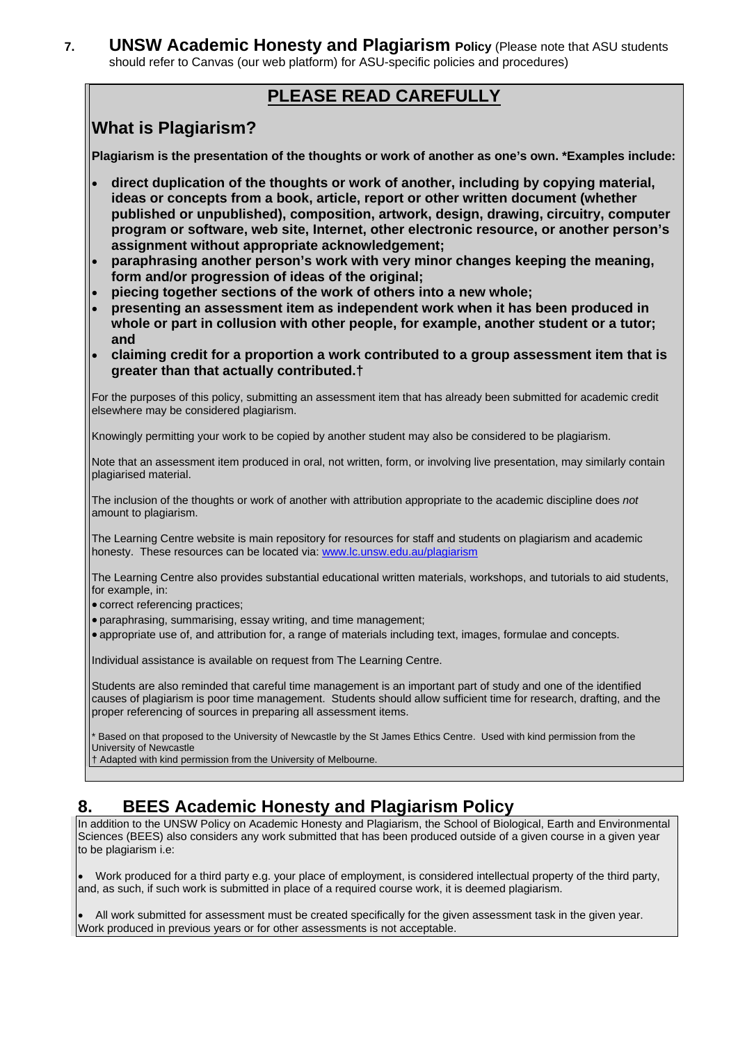## 7. UNSW Academic Honesty and Plagiarism Policy (Please note that ASU students should refer to Canvas (our web platform) for ASU-specific policies and procedures)

## PLEASE READ CAREFULLY

### What is Plagiarism?

**Plagiarism is the presentation of the thoughts or work of another as one's own. *Examples include:**

- **direct duplication of the thoughts or work of another, including by copying material, ideas or concepts from a book, article, report or other written document (whether published or unpublished), composition, artwork, design, drawing, circuitry, computer program or software, web site, Internet, other electronic resource, or another person's assignment without appropriate acknowledgement;**
- **paraphrasing another person's work with very minor changes keeping the meaning, form and/or progression of ideas of the original;**
- **piecing together sections of the work of others into a new whole;**
- **presenting an assessment item as independent work when it has been produced in whole or part in collusion with other people, for example, another student or a tutor; and**
- **claiming credit for a proportion a work contributed to a group assessment item that is greater than that actually contributed.†**

For the purposes of this policy, submitting an assessment item that has already been submitted for academic credit elsewhere may be considered plagiarism.

Knowingly permitting your work to be copied by another student may also be considered to be plagiarism.

Note that an assessment item produced in oral, not written, form, or involving live presentation, may similarly contain plagiarised material.

The inclusion of the thoughts or work of another with attribution appropriate to the academic discipline does *not* amount to plagiarism.

The Learning Centre website is main repository for resources for staff and students on plagiarism and academic honesty. These resources can be located via: www.lc.unsw.edu.au/plagiarism

The Learning Centre also provides substantial educational written materials, workshops, and tutorials to aid students, for example, in:

- correct referencing practices;
- paraphrasing, summarising, essay writing, and time management;
- appropriate use of, and attribution for, a range of materials including text, images, formulae and concepts.

Individual assistance is available on request from The Learning Centre.

Students are also reminded that careful time management is an important part of study and one of the identified causes of plagiarism is poor time management. Students should allow sufficient time for research, drafting, and the proper referencing of sources in preparing all assessment items.

\* Based on that proposed to the University of Newcastle by the St James Ethics Centre. Used with kind permission from the University of Newcastle
† Adapted with kind permission from the University of Melbourne.

## 8. BEES Academic Honesty and Plagiarism Policy

In addition to the UNSW Policy on Academic Honesty and Plagiarism, the School of Biological, Earth and Environmental Sciences (BEES) also considers any work submitted that has been produced outside of a given course in a given year to be plagiarism i.e:

- Work produced for a third party e.g. your place of employment, is considered intellectual property of the third party, and, as such, if such work is submitted in place of a required course work, it is deemed plagiarism.
- All work submitted for assessment must be created specifically for the given assessment task in the given year. Work produced in previous years or for other assessments is not acceptable.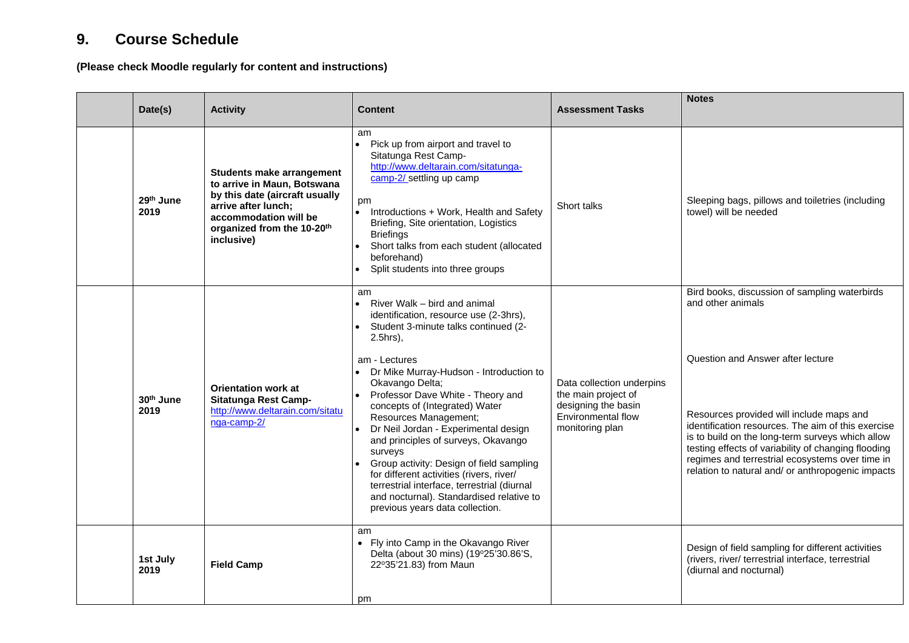# 9. Course Schedule

**(Please check Moodle regularly for content and instructions)**

| | Date(s) | Activity | Content | Assessment Tasks | Notes |
|---|---|---|---|---|---|
| | 29th June 2019 | **Students make arrangement to arrive in Maun, Botswana by this date (aircraft usually arrive after lunch; accommodation will be organized from the 10-20th inclusive)** | am<br>• Pick up from airport and travel to Sitatunga Rest Camp- http://www.deltarain.com/sitatunga-camp-2/ settling up camp<br><br>pm<br>• Introductions + Work, Health and Safety Briefing, Site orientation, Logistics Briefings<br>• Short talks from each student (allocated beforehand)<br>• Split students into three groups | Short talks | Sleeping bags, pillows and toiletries (including towel) will be needed |
| | 30th June 2019 | **Orientation work at Sitatunga Rest Camp-** http://www.deltarain.com/sitatunga-camp-2/ | am<br>• River Walk – bird and animal identification, resource use (2-3hrs),<br>• Student 3-minute talks continued (2-2.5hrs),<br><br>am - Lectures<br>• Dr Mike Murray-Hudson - Introduction to Okavango Delta;<br>• Professor Dave White - Theory and concepts of (Integrated) Water Resources Management;<br>• Dr Neil Jordan - Experimental design and principles of surveys, Okavango surveys<br>• Group activity: Design of field sampling for different activities (rivers, river/ terrestrial interface, terrestrial (diurnal and nocturnal). Standardised relative to previous years data collection. | Data collection underpins the main project of designing the basin Environmental flow monitoring plan | Bird books, discussion of sampling waterbirds and other animals<br><br>Question and Answer after lecture<br><br>Resources provided will include maps and identification resources. The aim of this exercise is to build on the long-term surveys which allow testing effects of variability of changing flooding regimes and terrestrial ecosystems over time in relation to natural and/ or anthropogenic impacts |
| | 1st July 2019 | **Field Camp** | am<br>• Fly into Camp in the Okavango River Delta (about 30 mins) (19º25'30.86'S, 22º35'21.83) from Maun<br><br>pm | | Design of field sampling for different activities (rivers, river/ terrestrial interface, terrestrial (diurnal and nocturnal) |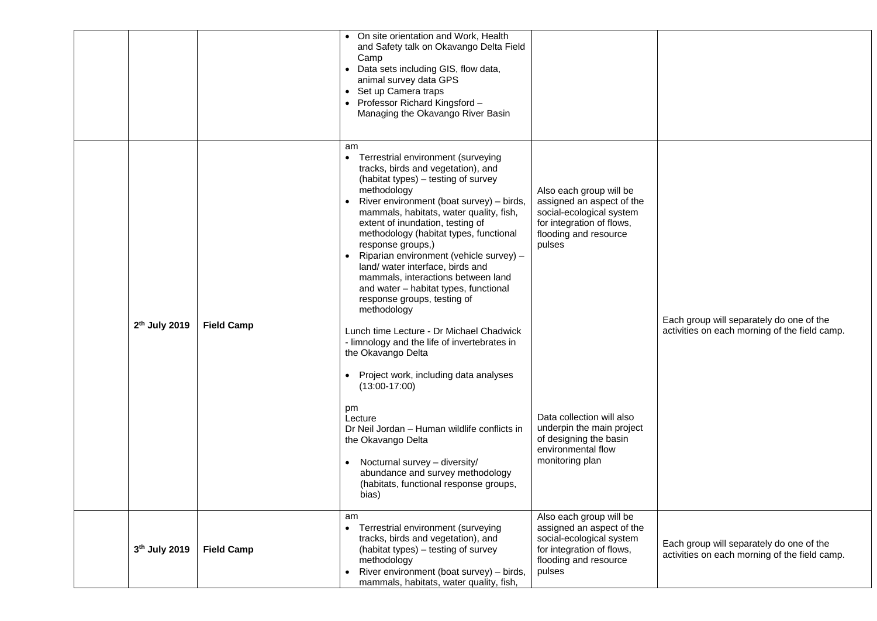| | | | | |
|---|---|---|---|---|
| | | • On site orientation and Work, Health and Safety talk on Okavango Delta Field Camp<br>• Data sets including GIS, flow data, animal survey data GPS<br>• Set up Camera traps<br>• Professor Richard Kingsford – Managing the Okavango River Basin | | |
| **2th July 2019** | **Field Camp** | am<br>• Terrestrial environment (surveying tracks, birds and vegetation), and (habitat types) – testing of survey methodology<br>• River environment (boat survey) – birds, mammals, habitats, water quality, fish, extent of inundation, testing of methodology (habitat types, functional response groups,)<br>• Riparian environment (vehicle survey) – land/ water interface, birds and mammals, interactions between land and water – habitat types, functional response groups, testing of methodology<br><br>Lunch time Lecture - Dr Michael Chadwick - limnology and the life of invertebrates in the Okavango Delta<br><br>• Project work, including data analyses (13:00-17:00)<br><br>pm<br>Lecture<br>Dr Neil Jordan – Human wildlife conflicts in the Okavango Delta<br><br>• Nocturnal survey – diversity/ abundance and survey methodology (habitats, functional response groups, bias) | Also each group will be assigned an aspect of the social-ecological system for integration of flows, flooding and resource pulses<br><br>Data collection will also underpin the main project of designing the basin environmental flow monitoring plan | Each group will separately do one of the activities on each morning of the field camp. |
| **3th July 2019** | **Field Camp** | am<br>• Terrestrial environment (surveying tracks, birds and vegetation), and (habitat types) – testing of survey methodology<br>• River environment (boat survey) – birds, mammals, habitats, water quality, fish, | Also each group will be assigned an aspect of the social-ecological system for integration of flows, flooding and resource pulses | Each group will separately do one of the activities on each morning of the field camp. |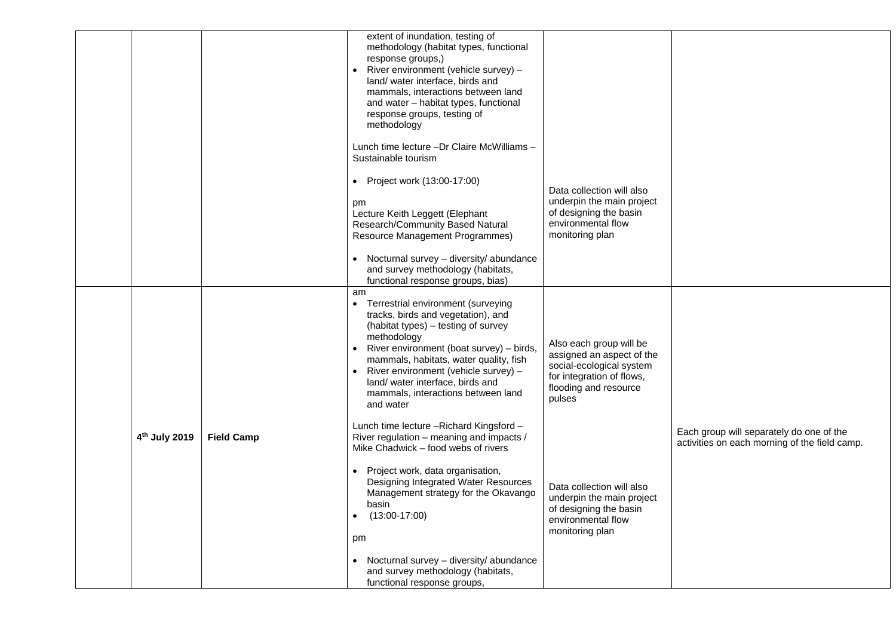|  |  |  |  |  |  |
|---|---|---|---|---|---|
|  |  |  | extent of inundation, testing of methodology (habitat types, functional response groups,)<br>• River environment (vehicle survey) – land/ water interface, birds and mammals, interactions between land and water – habitat types, functional response groups, testing of methodology<br><br>Lunch time lecture –Dr Claire McWilliams – Sustainable tourism<br><br>• Project work (13:00-17:00)<br><br>pm<br>Lecture Keith Leggett (Elephant Research/Community Based Natural Resource Management Programmes)<br><br>• Nocturnal survey – diversity/ abundance and survey methodology (habitats, functional response groups, bias) | Data collection will also underpin the main project of designing the basin environmental flow monitoring plan |  |
|  | 4th July 2019 | **Field Camp** | am<br>• Terrestrial environment (surveying tracks, birds and vegetation), and (habitat types) – testing of survey methodology<br>• River environment (boat survey) – birds, mammals, habitats, water quality, fish<br>• River environment (vehicle survey) – land/ water interface, birds and mammals, interactions between land and water<br><br>Lunch time lecture –Richard Kingsford – River regulation – meaning and impacts / Mike Chadwick – food webs of rivers<br><br>• Project work, data organisation, Designing Integrated Water Resources Management strategy for the Okavango basin<br>• (13:00-17:00)<br><br>pm<br><br>• Nocturnal survey – diversity/ abundance and survey methodology (habitats, functional response groups, | Also each group will be assigned an aspect of the social-ecological system for integration of flows, flooding and resource pulses<br><br>Data collection will also underpin the main project of designing the basin environmental flow monitoring plan | Each group will separately do one of the activities on each morning of the field camp. |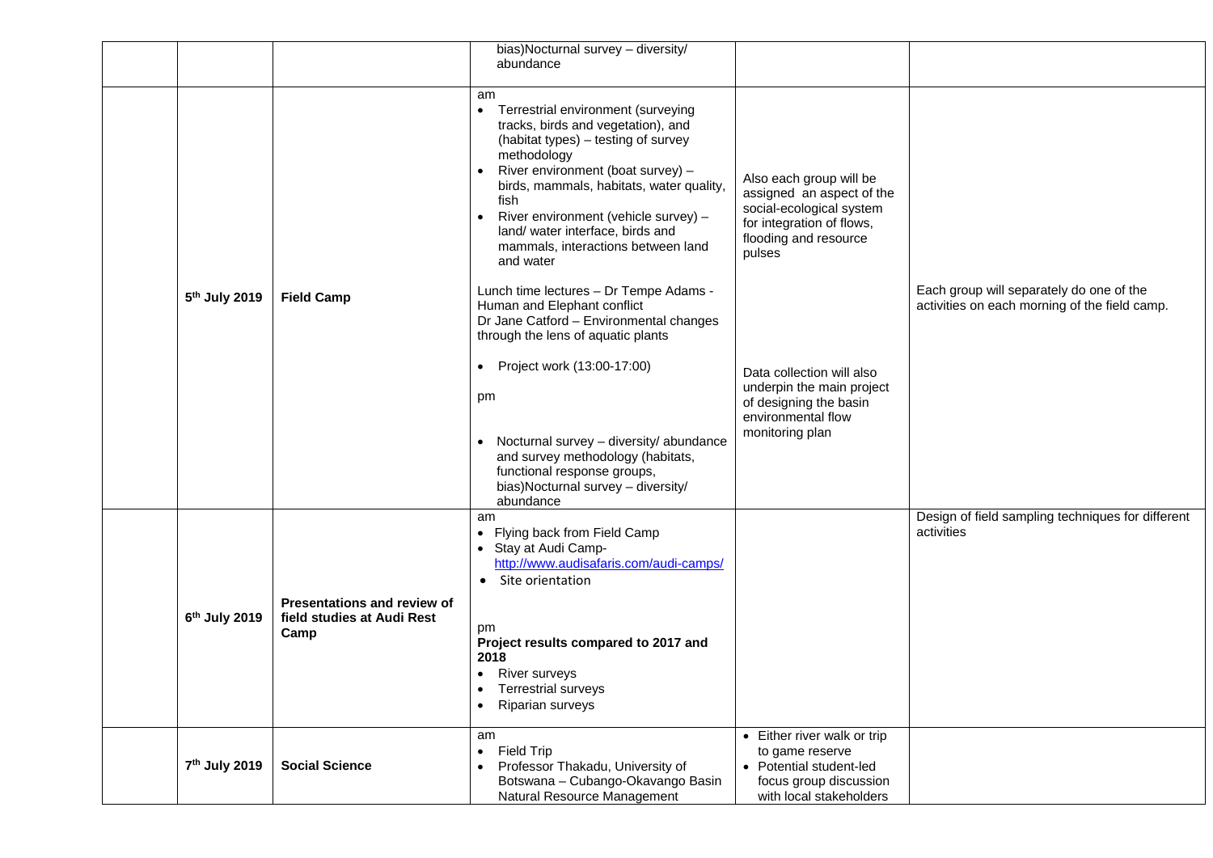| | | | | |
|---|---|---|---|---|
| | | bias)Nocturnal survey – diversity/ abundance | | |
| 5th July 2019 | **Field Camp** | am<br>• Terrestrial environment (surveying tracks, birds and vegetation), and (habitat types) – testing of survey methodology<br>• River environment (boat survey) – birds, mammals, habitats, water quality, fish<br>• River environment (vehicle survey) – land/ water interface, birds and mammals, interactions between land and water<br><br>Lunch time lectures – Dr Tempe Adams - Human and Elephant conflict<br>Dr Jane Catford – Environmental changes through the lens of aquatic plants<br><br>• Project work (13:00-17:00)<br><br>pm<br><br>• Nocturnal survey – diversity/ abundance and survey methodology (habitats, functional response groups, bias)Nocturnal survey – diversity/ abundance | Also each group will be assigned an aspect of the social-ecological system for integration of flows, flooding and resource pulses<br><br>Data collection will also underpin the main project of designing the basin environmental flow monitoring plan | Each group will separately do one of the activities on each morning of the field camp. |
| 6th July 2019 | **Presentations and review of field studies at Audi Rest Camp** | am<br>• Flying back from Field Camp<br>• Stay at Audi Camp- http://www.audisafaris.com/audi-camps/<br>• Site orientation<br><br>pm<br>**Project results compared to 2017 and 2018**<br>• River surveys<br>• Terrestrial surveys<br>• Riparian surveys | | Design of field sampling techniques for different activities |
| 7th July 2019 | **Social Science** | am<br>• Field Trip<br>• Professor Thakadu, University of Botswana – Cubango-Okavango Basin Natural Resource Management | • Either river walk or trip to game reserve<br>• Potential student-led focus group discussion with local stakeholders | |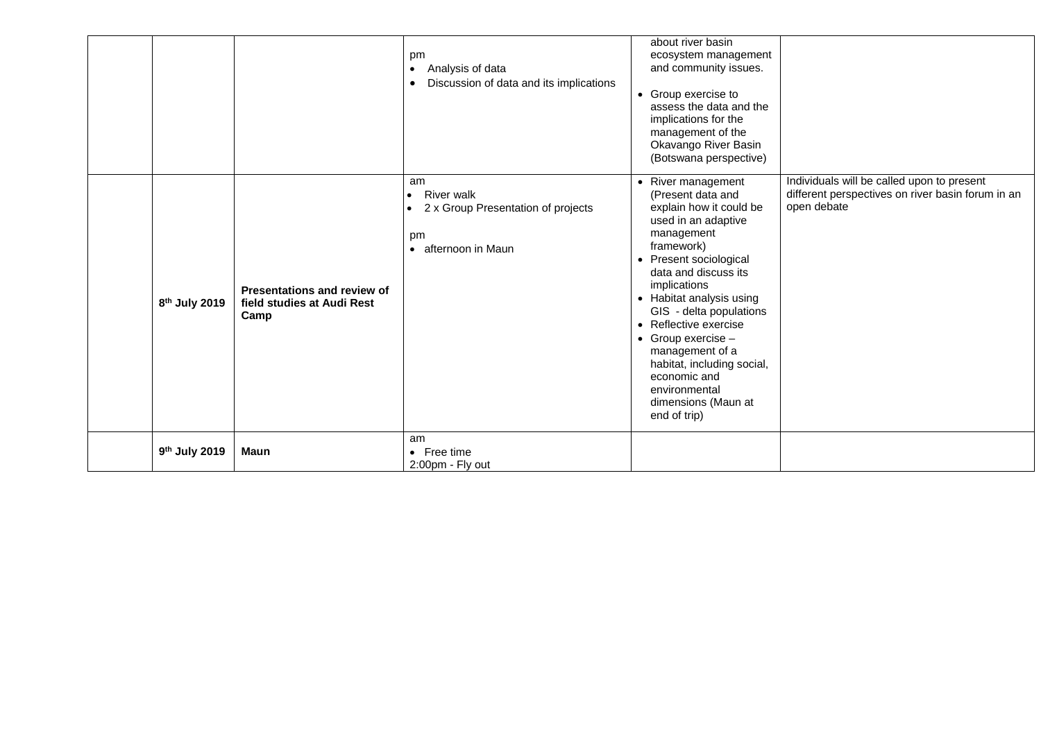| | | | | | |
|---|---|---|---|---|---|
| | | | pm<br>• Analysis of data<br>• Discussion of data and its implications | about river basin ecosystem management and community issues.<br>• Group exercise to assess the data and the implications for the management of the Okavango River Basin (Botswana perspective) | |
| | 8th July 2019 | **Presentations and review of field studies at Audi Rest Camp** | am<br>• River walk<br>• 2 x Group Presentation of projects<br><br>pm<br>• afternoon in Maun | • River management (Present data and explain how it could be used in an adaptive management framework)<br>• Present sociological data and discuss its implications<br>• Habitat analysis using GIS - delta populations<br>• Reflective exercise<br>• Group exercise – management of a habitat, including social, economic and environmental dimensions (Maun at end of trip) | Individuals will be called upon to present different perspectives on river basin forum in an open debate |
| | 9th July 2019 | **Maun** | am<br>• Free time<br>2:00pm - Fly out | | |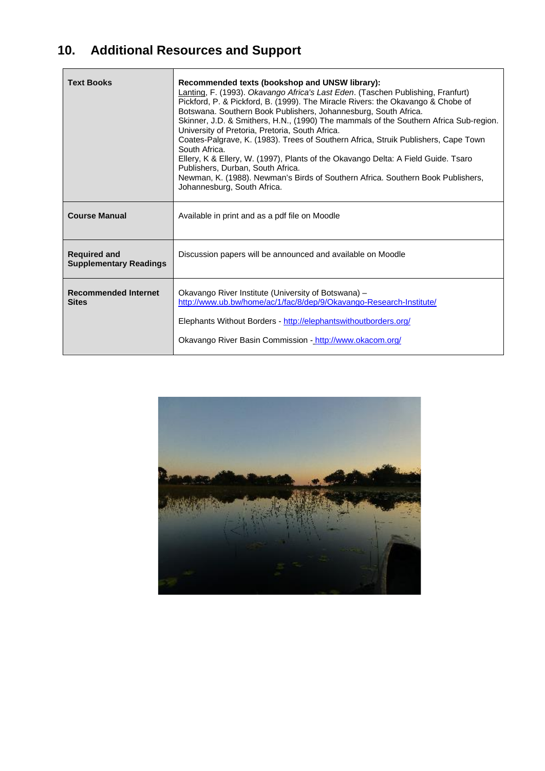## 10. Additional Resources and Support

| | |
|---|---|
| **Text Books** | **Recommended texts (bookshop and UNSW library):**<br>Lanting, F. (1993). *Okavango Africa's Last Eden*. (Taschen Publishing, Franfurt)<br>Pickford, P. & Pickford, B. (1999). The Miracle Rivers: the Okavango & Chobe of Botswana. Southern Book Publishers, Johannesburg, South Africa.<br>Skinner, J.D. & Smithers, H.N., (1990) The mammals of the Southern Africa Sub-region. University of Pretoria, Pretoria, South Africa.<br>Coates-Palgrave, K. (1983). Trees of Southern Africa, Struik Publishers, Cape Town South Africa.<br>Ellery, K & Ellery, W. (1997), Plants of the Okavango Delta: A Field Guide. Tsaro Publishers, Durban, South Africa.<br>Newman, K. (1988). Newman's Birds of Southern Africa. Southern Book Publishers, Johannesburg, South Africa. |
| **Course Manual** | Available in print and as a pdf file on Moodle |
| **Required and Supplementary Readings** | Discussion papers will be announced and available on Moodle |
| **Recommended Internet Sites** | Okavango River Institute (University of Botswana) – http://www.ub.bw/home/ac/1/fac/8/dep/9/Okavango-Research-Institute/<br><br>Elephants Without Borders - http://elephantswithoutborders.org/<br><br>Okavango River Basin Commission - http://www.okacom.org/ |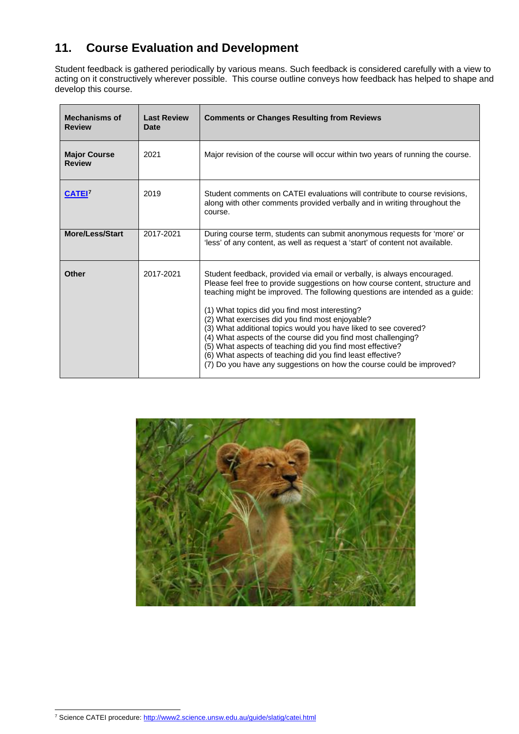## 11. Course Evaluation and Development

Student feedback is gathered periodically by various means. Such feedback is considered carefully with a view to acting on it constructively wherever possible. This course outline conveys how feedback has helped to shape and develop this course.

| Mechanisms of Review | Last Review Date | Comments or Changes Resulting from Reviews |
|---|---|---|
| **Major Course Review** | 2021 | Major revision of the course will occur within two years of running the course. |
| **[CATEI](http://www2.science.unsw.edu.au/guide/slatig/catei.html)**[7] | 2019 | Student comments on CATEI evaluations will contribute to course revisions, along with other comments provided verbally and in writing throughout the course. |
| **More/Less/Start** | 2017-2021 | During course term, students can submit anonymous requests for 'more' or 'less' of any content, as well as request a 'start' of content not available. |
| **Other** | 2017-2021 | Student feedback, provided via email or verbally, is always encouraged. Please feel free to provide suggestions on how course content, structure and teaching might be improved. The following questions are intended as a guide:<br><br>(1) What topics did you find most interesting?<br>(2) What exercises did you find most enjoyable?<br>(3) What additional topics would you have liked to see covered?<br>(4) What aspects of the course did you find most challenging?<br>(5) What aspects of teaching did you find most effective?<br>(6) What aspects of teaching did you find least effective?<br>(7) Do you have any suggestions on how the course could be improved? |

[7] Science CATEI procedure: http://www2.science.unsw.edu.au/guide/slatig/catei.html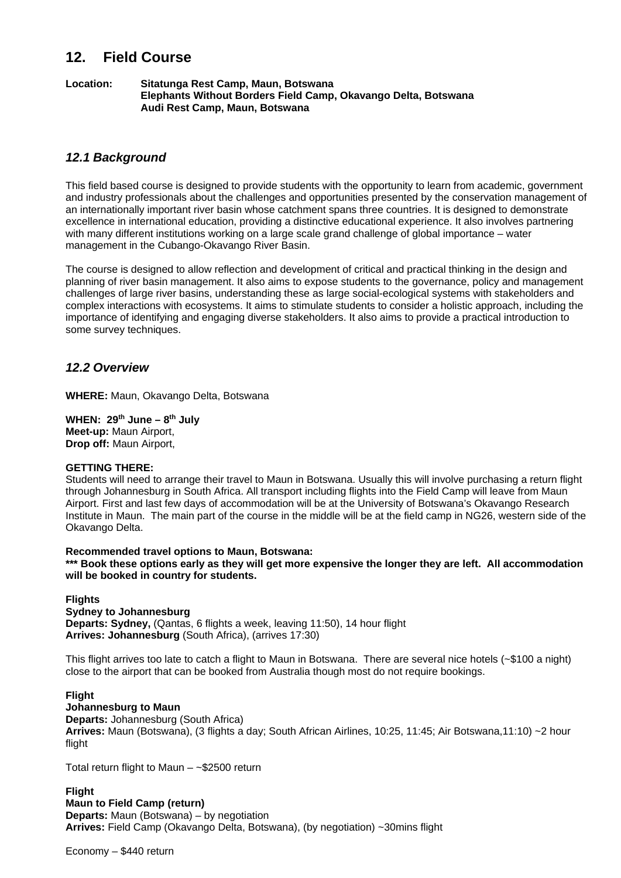## 12. Field Course

**Location:** **Sitatunga Rest Camp, Maun, Botswana**
**Elephants Without Borders Field Camp, Okavango Delta, Botswana**
**Audi Rest Camp, Maun, Botswana**

### *12.1 Background*

This field based course is designed to provide students with the opportunity to learn from academic, government and industry professionals about the challenges and opportunities presented by the conservation management of an internationally important river basin whose catchment spans three countries. It is designed to demonstrate excellence in international education, providing a distinctive educational experience. It also involves partnering with many different institutions working on a large scale grand challenge of global importance – water management in the Cubango-Okavango River Basin.

The course is designed to allow reflection and development of critical and practical thinking in the design and planning of river basin management. It also aims to expose students to the governance, policy and management challenges of large river basins, understanding these as large social-ecological systems with stakeholders and complex interactions with ecosystems. It aims to stimulate students to consider a holistic approach, including the importance of identifying and engaging diverse stakeholders. It also aims to provide a practical introduction to some survey techniques.

### *12.2 Overview*

**WHERE:** Maun, Okavango Delta, Botswana

**WHEN: 29th June – 8th July**
**Meet-up:** Maun Airport,
**Drop off:** Maun Airport,

**GETTING THERE:**
Students will need to arrange their travel to Maun in Botswana. Usually this will involve purchasing a return flight through Johannesburg in South Africa. All transport including flights into the Field Camp will leave from Maun Airport. First and last few days of accommodation will be at the University of Botswana's Okavango Research Institute in Maun. The main part of the course in the middle will be at the field camp in NG26, western side of the Okavango Delta.

**Recommended travel options to Maun, Botswana:**
**\*\*\* Book these options early as they will get more expensive the longer they are left. All accommodation will be booked in country for students.**

**Flights**
**Sydney to Johannesburg**
**Departs: Sydney,** (Qantas, 6 flights a week, leaving 11:50), 14 hour flight
**Arrives: Johannesburg** (South Africa), (arrives 17:30)

This flight arrives too late to catch a flight to Maun in Botswana. There are several nice hotels (~$100 a night) close to the airport that can be booked from Australia though most do not require bookings.

**Flight**
**Johannesburg to Maun**
**Departs:** Johannesburg (South Africa)
**Arrives:** Maun (Botswana), (3 flights a day; South African Airlines, 10:25, 11:45; Air Botswana,11:10) ~2 hour flight

Total return flight to Maun – ~$2500 return

**Flight**
**Maun to Field Camp (return)**
**Departs:** Maun (Botswana) – by negotiation
**Arrives:** Field Camp (Okavango Delta, Botswana), (by negotiation) ~30mins flight

Economy – $440 return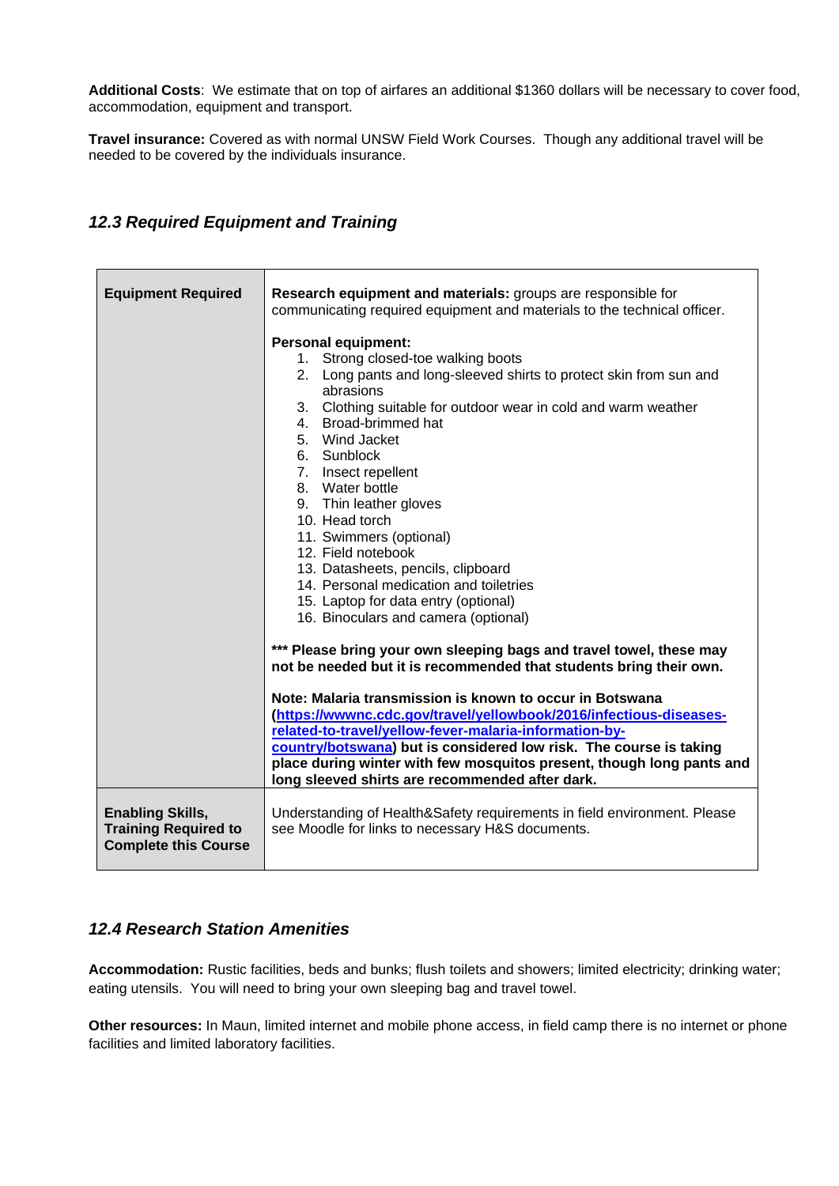**Additional Costs**: We estimate that on top of airfares an additional $1360 dollars will be necessary to cover food, accommodation, equipment and transport.

**Travel insurance:** Covered as with normal UNSW Field Work Courses. Though any additional travel will be needed to be covered by the individuals insurance.

## *12.3 Required Equipment and Training*

| **Equipment Required** | **Research equipment and materials:** groups are responsible for communicating required equipment and materials to the technical officer.<br><br>**Personal equipment:**<br>1. Strong closed-toe walking boots<br>2. Long pants and long-sleeved shirts to protect skin from sun and abrasions<br>3. Clothing suitable for outdoor wear in cold and warm weather<br>4. Broad-brimmed hat<br>5. Wind Jacket<br>6. Sunblock<br>7. Insect repellent<br>8. Water bottle<br>9. Thin leather gloves<br>10. Head torch<br>11. Swimmers (optional)<br>12. Field notebook<br>13. Datasheets, pencils, clipboard<br>14. Personal medication and toiletries<br>15. Laptop for data entry (optional)<br>16. Binoculars and camera (optional)<br><br>**\*\*\* Please bring your own sleeping bags and travel towel, these may not be needed but it is recommended that students bring their own.**<br><br>**Note: Malaria transmission is known to occur in Botswana ([https://wwwnc.cdc.gov/travel/yellowbook/2016/infectious-diseases-related-to-travel/yellow-fever-malaria-information-by-country/botswana](https://wwwnc.cdc.gov/travel/yellowbook/2016/infectious-diseases-related-to-travel/yellow-fever-malaria-information-by-country/botswana)) but is considered low risk. The course is taking place during winter with few mosquitos present, though long pants and long sleeved shirts are recommended after dark.** |
|---|---|
| **Enabling Skills, Training Required to Complete this Course** | Understanding of Health&Safety requirements in field environment. Please see Moodle for links to necessary H&S documents. |

## *12.4 Research Station Amenities*

**Accommodation:** Rustic facilities, beds and bunks; flush toilets and showers; limited electricity; drinking water; eating utensils. You will need to bring your own sleeping bag and travel towel.

**Other resources:** In Maun, limited internet and mobile phone access, in field camp there is no internet or phone facilities and limited laboratory facilities.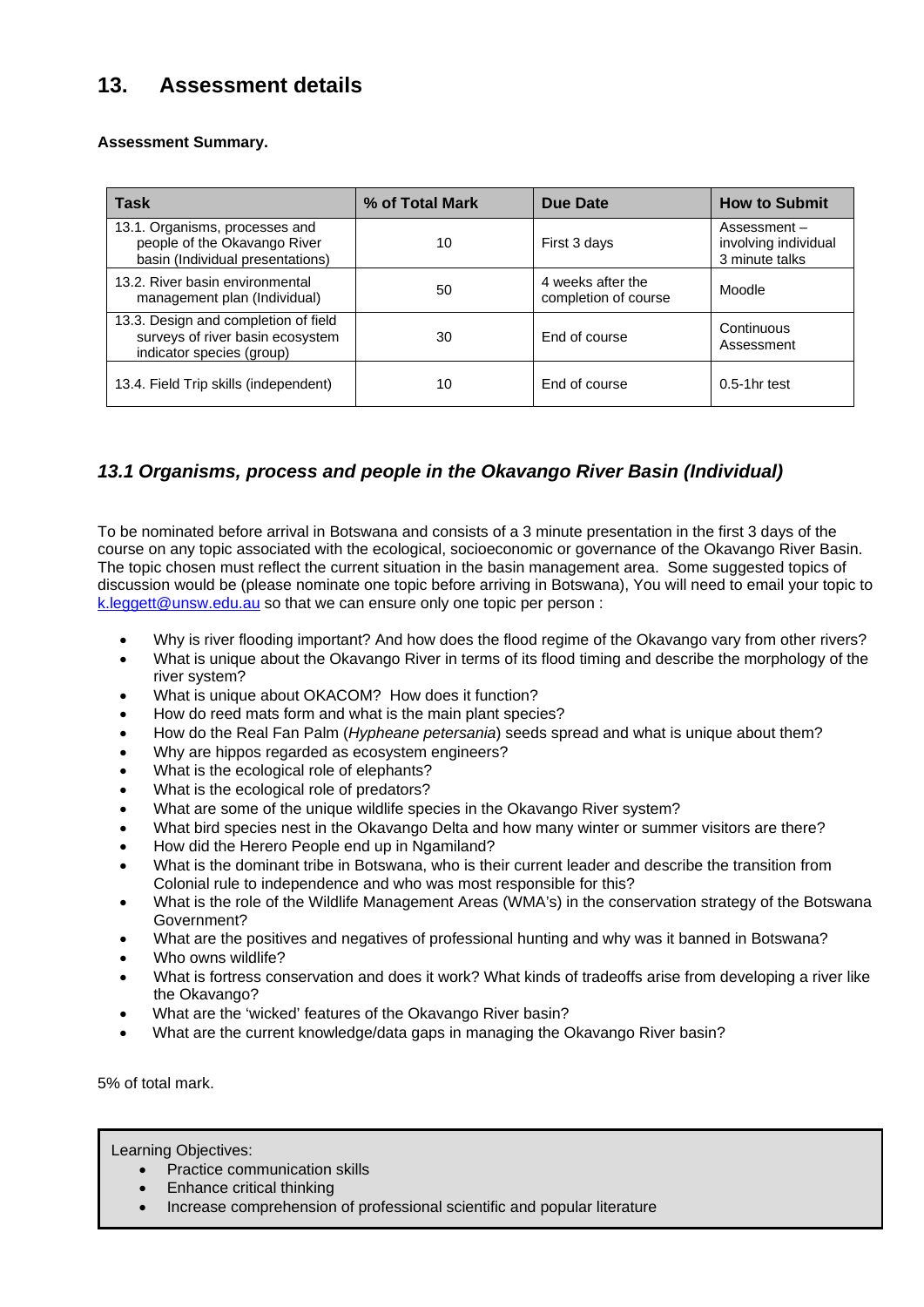## 13. Assessment details

**Assessment Summary.**

| Task | % of Total Mark | Due Date | How to Submit |
|---|---|---|---|
| 13.1. Organisms, processes and people of the Okavango River basin (Individual presentations) | 10 | First 3 days | Assessment – involving individual 3 minute talks |
| 13.2. River basin environmental management plan (Individual) | 50 | 4 weeks after the completion of course | Moodle |
| 13.3. Design and completion of field surveys of river basin ecosystem indicator species (group) | 30 | End of course | Continuous Assessment |
| 13.4. Field Trip skills (independent) | 10 | End of course | 0.5-1hr test |

### *13.1 Organisms, process and people in the Okavango River Basin (Individual)*

To be nominated before arrival in Botswana and consists of a 3 minute presentation in the first 3 days of the course on any topic associated with the ecological, socioeconomic or governance of the Okavango River Basin. The topic chosen must reflect the current situation in the basin management area. Some suggested topics of discussion would be (please nominate one topic before arriving in Botswana), You will need to email your topic to k.leggett@unsw.edu.au so that we can ensure only one topic per person :

- Why is river flooding important? And how does the flood regime of the Okavango vary from other rivers?
- What is unique about the Okavango River in terms of its flood timing and describe the morphology of the river system?
- What is unique about OKACOM? How does it function?
- How do reed mats form and what is the main plant species?
- How do the Real Fan Palm (*Hypheane petersania*) seeds spread and what is unique about them?
- Why are hippos regarded as ecosystem engineers?
- What is the ecological role of elephants?
- What is the ecological role of predators?
- What are some of the unique wildlife species in the Okavango River system?
- What bird species nest in the Okavango Delta and how many winter or summer visitors are there?
- How did the Herero People end up in Ngamiland?
- What is the dominant tribe in Botswana, who is their current leader and describe the transition from Colonial rule to independence and who was most responsible for this?
- What is the role of the Wildlife Management Areas (WMA's) in the conservation strategy of the Botswana Government?
- What are the positives and negatives of professional hunting and why was it banned in Botswana?
- Who owns wildlife?
- What is fortress conservation and does it work? What kinds of tradeoffs arise from developing a river like the Okavango?
- What are the 'wicked' features of the Okavango River basin?
- What are the current knowledge/data gaps in managing the Okavango River basin?

5% of total mark.

> Learning Objectives:
> - Practice communication skills
> - Enhance critical thinking
> - Increase comprehension of professional scientific and popular literature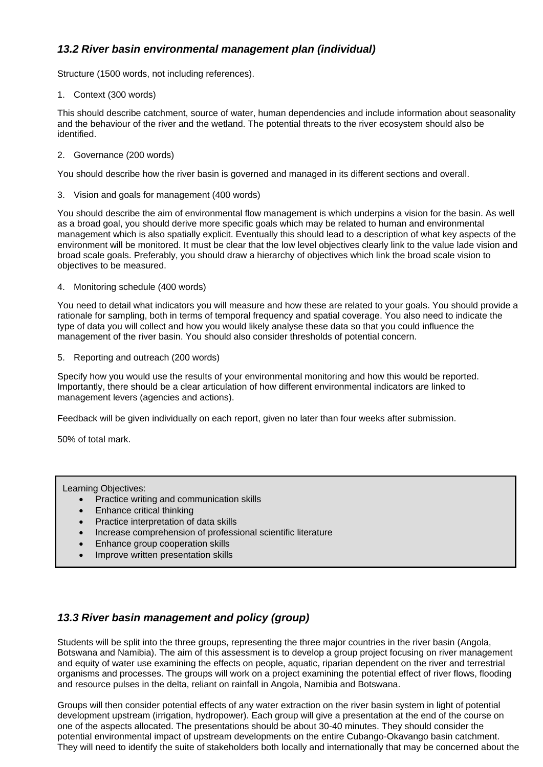### *13.2 River basin environmental management plan (individual)*

Structure (1500 words, not including references).

1. Context (300 words)

This should describe catchment, source of water, human dependencies and include information about seasonality and the behaviour of the river and the wetland. The potential threats to the river ecosystem should also be identified.

2. Governance (200 words)

You should describe how the river basin is governed and managed in its different sections and overall.

3. Vision and goals for management (400 words)

You should describe the aim of environmental flow management is which underpins a vision for the basin. As well as a broad goal, you should derive more specific goals which may be related to human and environmental management which is also spatially explicit. Eventually this should lead to a description of what key aspects of the environment will be monitored. It must be clear that the low level objectives clearly link to the value lade vision and broad scale goals. Preferably, you should draw a hierarchy of objectives which link the broad scale vision to objectives to be measured.

4. Monitoring schedule (400 words)

You need to detail what indicators you will measure and how these are related to your goals. You should provide a rationale for sampling, both in terms of temporal frequency and spatial coverage. You also need to indicate the type of data you will collect and how you would likely analyse these data so that you could influence the management of the river basin. You should also consider thresholds of potential concern.

5. Reporting and outreach (200 words)

Specify how you would use the results of your environmental monitoring and how this would be reported. Importantly, there should be a clear articulation of how different environmental indicators are linked to management levers (agencies and actions).

Feedback will be given individually on each report, given no later than four weeks after submission.

50% of total mark.

Learning Objectives:

- Practice writing and communication skills
- Enhance critical thinking
- Practice interpretation of data skills
- Increase comprehension of professional scientific literature
- Enhance group cooperation skills
- Improve written presentation skills

### *13.3 River basin management and policy (group)*

Students will be split into the three groups, representing the three major countries in the river basin (Angola, Botswana and Namibia). The aim of this assessment is to develop a group project focusing on river management and equity of water use examining the effects on people, aquatic, riparian dependent on the river and terrestrial organisms and processes. The groups will work on a project examining the potential effect of river flows, flooding and resource pulses in the delta, reliant on rainfall in Angola, Namibia and Botswana.

Groups will then consider potential effects of any water extraction on the river basin system in light of potential development upstream (irrigation, hydropower). Each group will give a presentation at the end of the course on one of the aspects allocated. The presentations should be about 30-40 minutes. They should consider the potential environmental impact of upstream developments on the entire Cubango-Okavango basin catchment. They will need to identify the suite of stakeholders both locally and internationally that may be concerned about the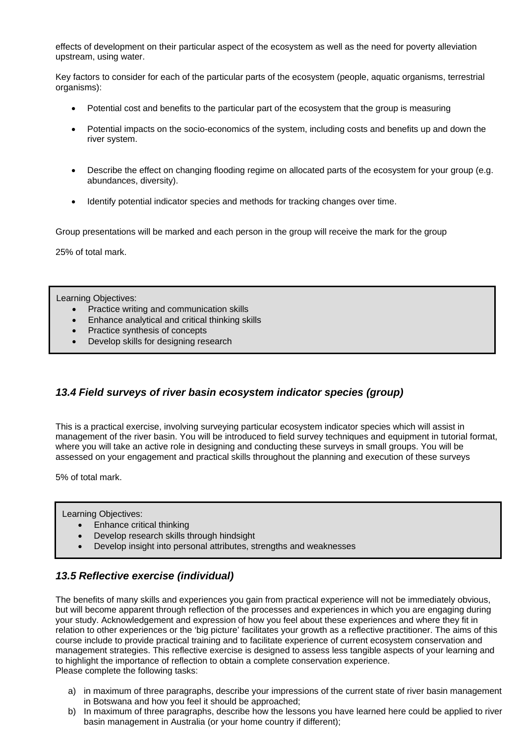effects of development on their particular aspect of the ecosystem as well as the need for poverty alleviation upstream, using water.

Key factors to consider for each of the particular parts of the ecosystem (people, aquatic organisms, terrestrial organisms):

- Potential cost and benefits to the particular part of the ecosystem that the group is measuring
- Potential impacts on the socio-economics of the system, including costs and benefits up and down the river system.
- Describe the effect on changing flooding regime on allocated parts of the ecosystem for your group (e.g. abundances, diversity).
- Identify potential indicator species and methods for tracking changes over time.

Group presentations will be marked and each person in the group will receive the mark for the group

25% of total mark.

Learning Objectives:

- Practice writing and communication skills
- Enhance analytical and critical thinking skills
- Practice synthesis of concepts
- Develop skills for designing research

### *13.4 Field surveys of river basin ecosystem indicator species (group)*

This is a practical exercise, involving surveying particular ecosystem indicator species which will assist in management of the river basin. You will be introduced to field survey techniques and equipment in tutorial format, where you will take an active role in designing and conducting these surveys in small groups. You will be assessed on your engagement and practical skills throughout the planning and execution of these surveys

5% of total mark.

Learning Objectives:

- Enhance critical thinking
- Develop research skills through hindsight
- Develop insight into personal attributes, strengths and weaknesses

### *13.5 Reflective exercise (individual)*

The benefits of many skills and experiences you gain from practical experience will not be immediately obvious, but will become apparent through reflection of the processes and experiences in which you are engaging during your study. Acknowledgement and expression of how you feel about these experiences and where they fit in relation to other experiences or the 'big picture' facilitates your growth as a reflective practitioner. The aims of this course include to provide practical training and to facilitate experience of current ecosystem conservation and management strategies. This reflective exercise is designed to assess less tangible aspects of your learning and to highlight the importance of reflection to obtain a complete conservation experience.
Please complete the following tasks:

a) in maximum of three paragraphs, describe your impressions of the current state of river basin management in Botswana and how you feel it should be approached;
b) In maximum of three paragraphs, describe how the lessons you have learned here could be applied to river basin management in Australia (or your home country if different);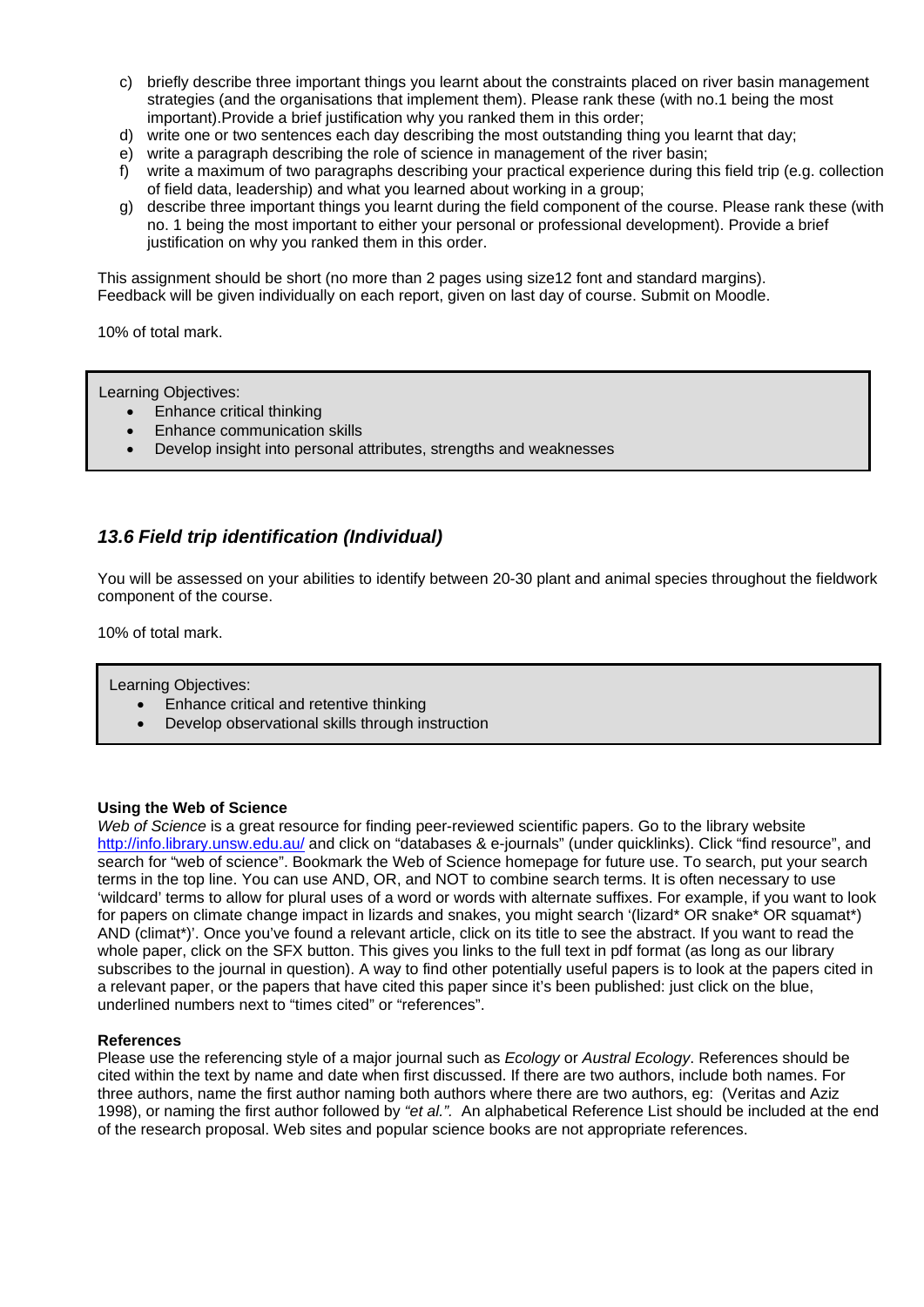c) briefly describe three important things you learnt about the constraints placed on river basin management strategies (and the organisations that implement them). Please rank these (with no.1 being the most important).Provide a brief justification why you ranked them in this order;
d) write one or two sentences each day describing the most outstanding thing you learnt that day;
e) write a paragraph describing the role of science in management of the river basin;
f) write a maximum of two paragraphs describing your practical experience during this field trip (e.g. collection of field data, leadership) and what you learned about working in a group;
g) describe three important things you learnt during the field component of the course. Please rank these (with no. 1 being the most important to either your personal or professional development). Provide a brief justification on why you ranked them in this order.

This assignment should be short (no more than 2 pages using size12 font and standard margins). Feedback will be given individually on each report, given on last day of course. Submit on Moodle.

10% of total mark.

> Learning Objectives:
> - Enhance critical thinking
> - Enhance communication skills
> - Develop insight into personal attributes, strengths and weaknesses

### *13.6 Field trip identification (Individual)*

You will be assessed on your abilities to identify between 20-30 plant and animal species throughout the fieldwork component of the course.

10% of total mark.

> Learning Objectives:
> - Enhance critical and retentive thinking
> - Develop observational skills through instruction

**Using the Web of Science**

*Web of Science* is a great resource for finding peer-reviewed scientific papers. Go to the library website http://info.library.unsw.edu.au/ and click on "databases & e-journals" (under quicklinks). Click "find resource", and search for "web of science". Bookmark the Web of Science homepage for future use. To search, put your search terms in the top line. You can use AND, OR, and NOT to combine search terms. It is often necessary to use 'wildcard' terms to allow for plural uses of a word or words with alternate suffixes. For example, if you want to look for papers on climate change impact in lizards and snakes, you might search '(lizard* OR snake* OR squamat*) AND (climat*)'. Once you've found a relevant article, click on its title to see the abstract. If you want to read the whole paper, click on the SFX button. This gives you links to the full text in pdf format (as long as our library subscribes to the journal in question). A way to find other potentially useful papers is to look at the papers cited in a relevant paper, or the papers that have cited this paper since it's been published: just click on the blue, underlined numbers next to "times cited" or "references".

**References**

Please use the referencing style of a major journal such as *Ecology* or *Austral Ecology*. References should be cited within the text by name and date when first discussed. If there are two authors, include both names. For three authors, name the first author naming both authors where there are two authors, eg: (Veritas and Aziz 1998), or naming the first author followed by *"et al."*. An alphabetical Reference List should be included at the end of the research proposal. Web sites and popular science books are not appropriate references.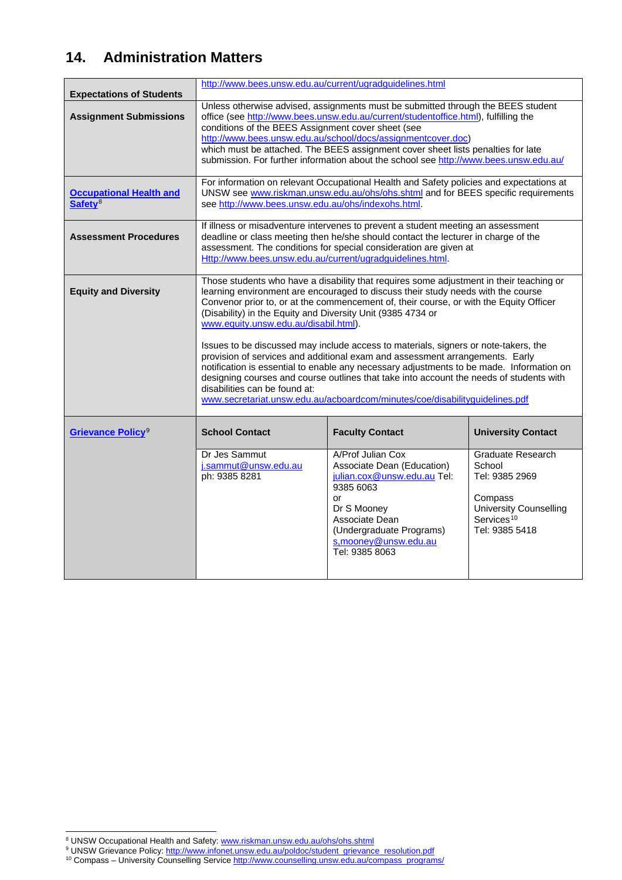## 14. Administration Matters

| | | | |
|---|---|---|---|
| **Expectations of Students** | http://www.bees.unsw.edu.au/current/ugradguidelines.html | | |
| **Assignment Submissions** | Unless otherwise advised, assignments must be submitted through the BEES student office (see http://www.bees.unsw.edu.au/current/studentoffice.html), fulfilling the conditions of the BEES Assignment cover sheet (see http://www.bees.unsw.edu.au/school/docs/assignmentcover.doc) which must be attached. The BEES assignment cover sheet lists penalties for late submission. For further information about the school see http://www.bees.unsw.edu.au/ | | |
| **Occupational Health and Safety**[8] | For information on relevant Occupational Health and Safety policies and expectations at UNSW see www.riskman.unsw.edu.au/ohs/ohs.shtml and for BEES specific requirements see http://www.bees.unsw.edu.au/ohs/indexohs.html. | | |
| **Assessment Procedures** | If illness or misadventure intervenes to prevent a student meeting an assessment deadline or class meeting then he/she should contact the lecturer in charge of the assessment. The conditions for special consideration are given at Http://www.bees.unsw.edu.au/current/ugradguidelines.html. | | |
| **Equity and Diversity** | Those students who have a disability that requires some adjustment in their teaching or learning environment are encouraged to discuss their study needs with the course Convenor prior to, or at the commencement of, their course, or with the Equity Officer (Disability) in the Equity and Diversity Unit (9385 4734 or www.equity.unsw.edu.au/disabil.html).<br><br>Issues to be discussed may include access to materials, signers or note-takers, the provision of services and additional exam and assessment arrangements. Early notification is essential to enable any necessary adjustments to be made. Information on designing courses and course outlines that take into account the needs of students with disabilities can be found at: www.secretariat.unsw.edu.au/acboardcom/minutes/coe/disabilityguidelines.pdf | | |
| **Grievance Policy**[9] | **School Contact** | **Faculty Contact** | **University Contact** |
| | Dr Jes Sammut<br>j.sammut@unsw.edu.au<br>ph: 9385 8281 | A/Prof Julian Cox<br>Associate Dean (Education)<br>julian.cox@unsw.edu.au Tel: 9385 6063<br>or<br>Dr S Mooney<br>Associate Dean<br>(Undergraduate Programs)<br>s,mooney@unsw.edu.au<br>Tel: 9385 8063 | Graduate Research School<br>Tel: 9385 2969<br><br>Compass<br>University Counselling Services[10]<br>Tel: 9385 5418 |

[8] UNSW Occupational Health and Safety: www.riskman.unsw.edu.au/ohs/ohs.shtml
[9] UNSW Grievance Policy: http://www.infonet.unsw.edu.au/poldoc/student_grievance_resolution.pdf
[10] Compass – University Counselling Service http://www.counselling.unsw.edu.au/compass_programs/